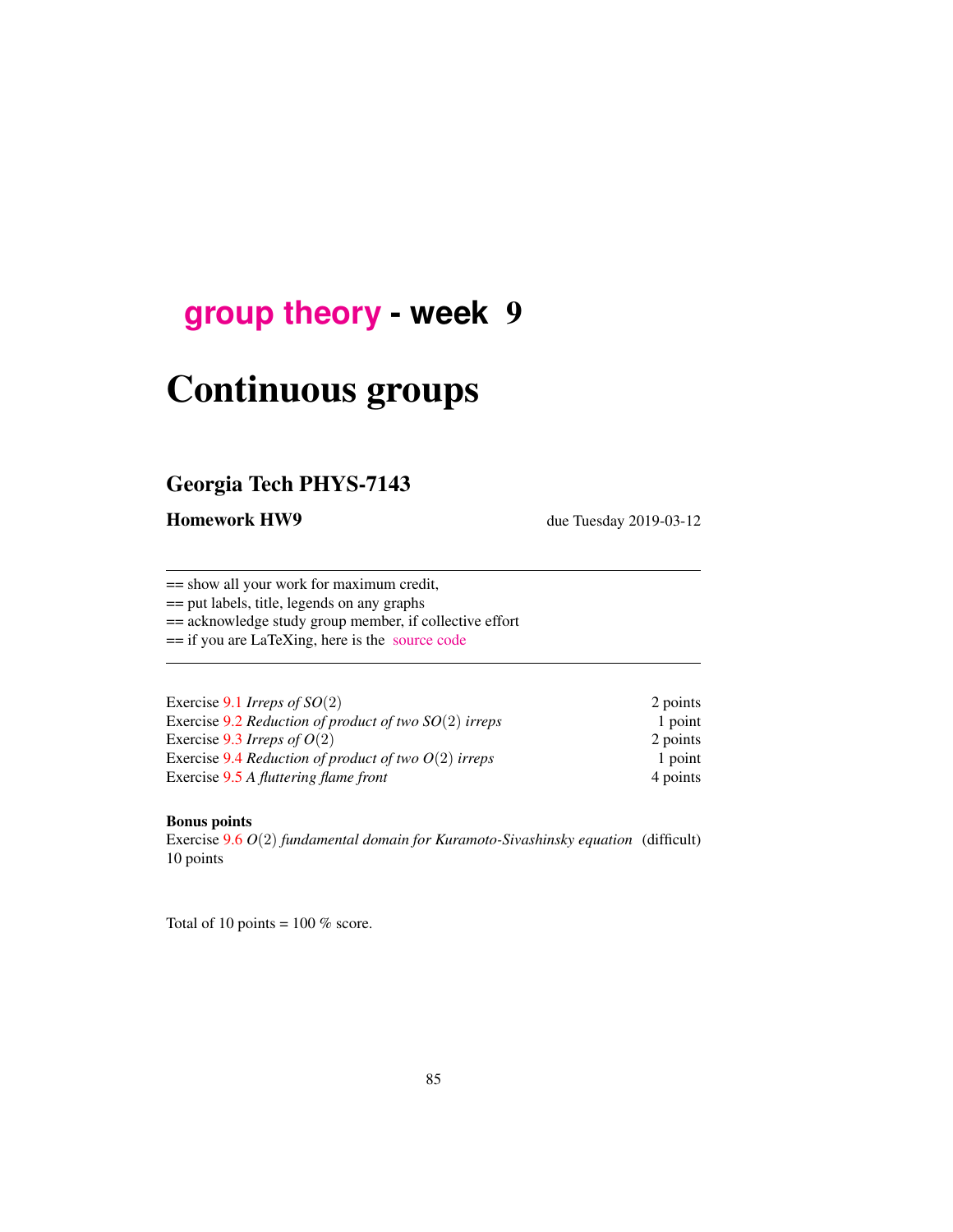# group theory - week 9

# Continuous groups

## Georgia Tech PHYS-7143

**Homework HW9** due Tuesday 2019-03-12

== show all your work for maximum credit,
== put labels, title, legends on any graphs
== acknowledge study group member, if collective effort
== if you are LaTeXing, here is the source code

| | |
|---|---|
| Exercise 9.1 *Irreps of* $SO(2)$ | 2 points |
| Exercise 9.2 *Reduction of product of two* $SO(2)$ *irreps* | 1 point |
| Exercise 9.3 *Irreps of* $O(2)$ | 2 points |
| Exercise 9.4 *Reduction of product of two* $O(2)$ *irreps* | 1 point |
| Exercise 9.5 *A fluttering flame front* | 4 points |

**Bonus points**

Exercise 9.6 $O(2)$ *fundamental domain for Kuramoto-Sivashinsky equation* (difficult) 10 points

Total of 10 points = 100 % score.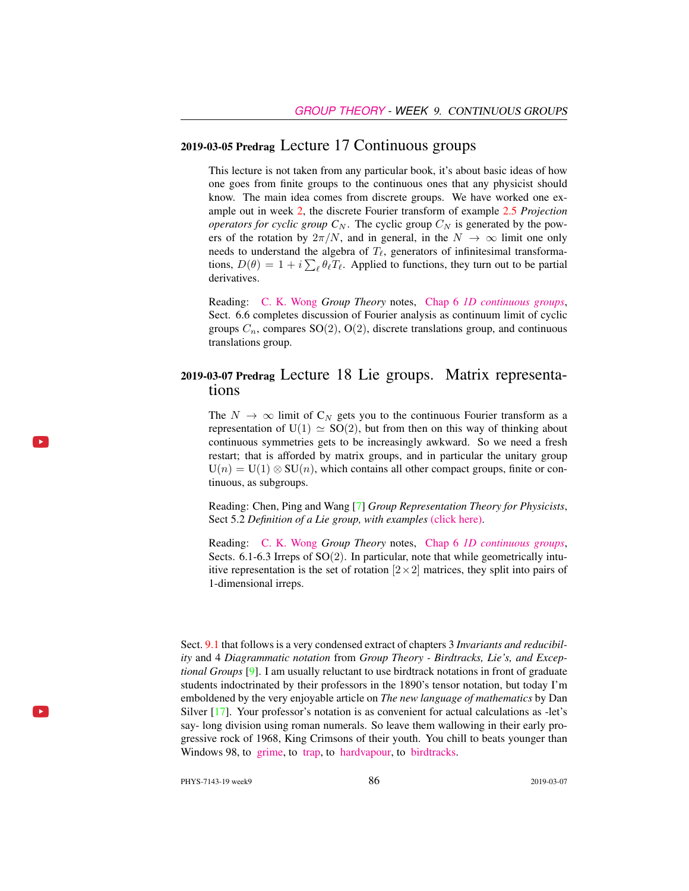## 2019-03-05 Predrag Lecture 17 Continuous groups

This lecture is not taken from any particular book, it's about basic ideas of how one goes from finite groups to the continuous ones that any physicist should know. The main idea comes from discrete groups. We have worked one example out in week 2, the discrete Fourier transform of example 2.5 *Projection operators for cyclic group $C_N$*. The cyclic group $C_N$ is generated by the powers of the rotation by $2\pi/N$, and in general, in the $N \to \infty$ limit one only needs to understand the algebra of $T_\ell$, generators of infinitesimal transformations, $D(\theta) = 1 + i\sum_\ell \theta_\ell T_\ell$. Applied to functions, they turn out to be partial derivatives.

Reading: C. K. Wong *Group Theory* notes, Chap 6 *1D continuous groups*, Sect. 6.6 completes discussion of Fourier analysis as continuum limit of cyclic groups $C_n$, compares $\mathrm{SO}(2)$, $\mathrm{O}(2)$, discrete translations group, and continuous translations group.

## 2019-03-07 Predrag Lecture 18 Lie groups. Matrix representations

The $N \to \infty$ limit of $\mathrm{C}_N$ gets you to the continuous Fourier transform as a representation of $\mathrm{U}(1) \simeq \mathrm{SO}(2)$, but from then on this way of thinking about continuous symmetries gets to be increasingly awkward. So we need a fresh restart; that is afforded by matrix groups, and in particular the unitary group $\mathrm{U}(n) = \mathrm{U}(1) \otimes \mathrm{SU}(n)$, which contains all other compact groups, finite or continuous, as subgroups.

Reading: Chen, Ping and Wang [7] *Group Representation Theory for Physicists*, Sect 5.2 *Definition of a Lie group, with examples* (click here).

Reading: C. K. Wong *Group Theory* notes, Chap 6 *1D continuous groups*, Sects. 6.1-6.3 Irreps of $\mathrm{SO}(2)$. In particular, note that while geometrically intuitive representation is the set of rotation $[2\times 2]$ matrices, they split into pairs of 1-dimensional irreps.

Sect. 9.1 that follows is a very condensed extract of chapters 3 *Invariants and reducibility* and 4 *Diagrammatic notation* from *Group Theory - Birdtracks, Lie's, and Exceptional Groups* [9]. I am usually reluctant to use birdtrack notations in front of graduate students indoctrinated by their professors in the 1890's tensor notation, but today I'm emboldened by the very enjoyable article on *The new language of mathematics* by Dan Silver [17]. Your professor's notation is as convenient for actual calculations as -let's say- long division using roman numerals. So leave them wallowing in their early progressive rock of 1968, King Crimsons of their youth. You chill to beats younger than Windows 98, to grime, to trap, to hardvapour, to birdtracks.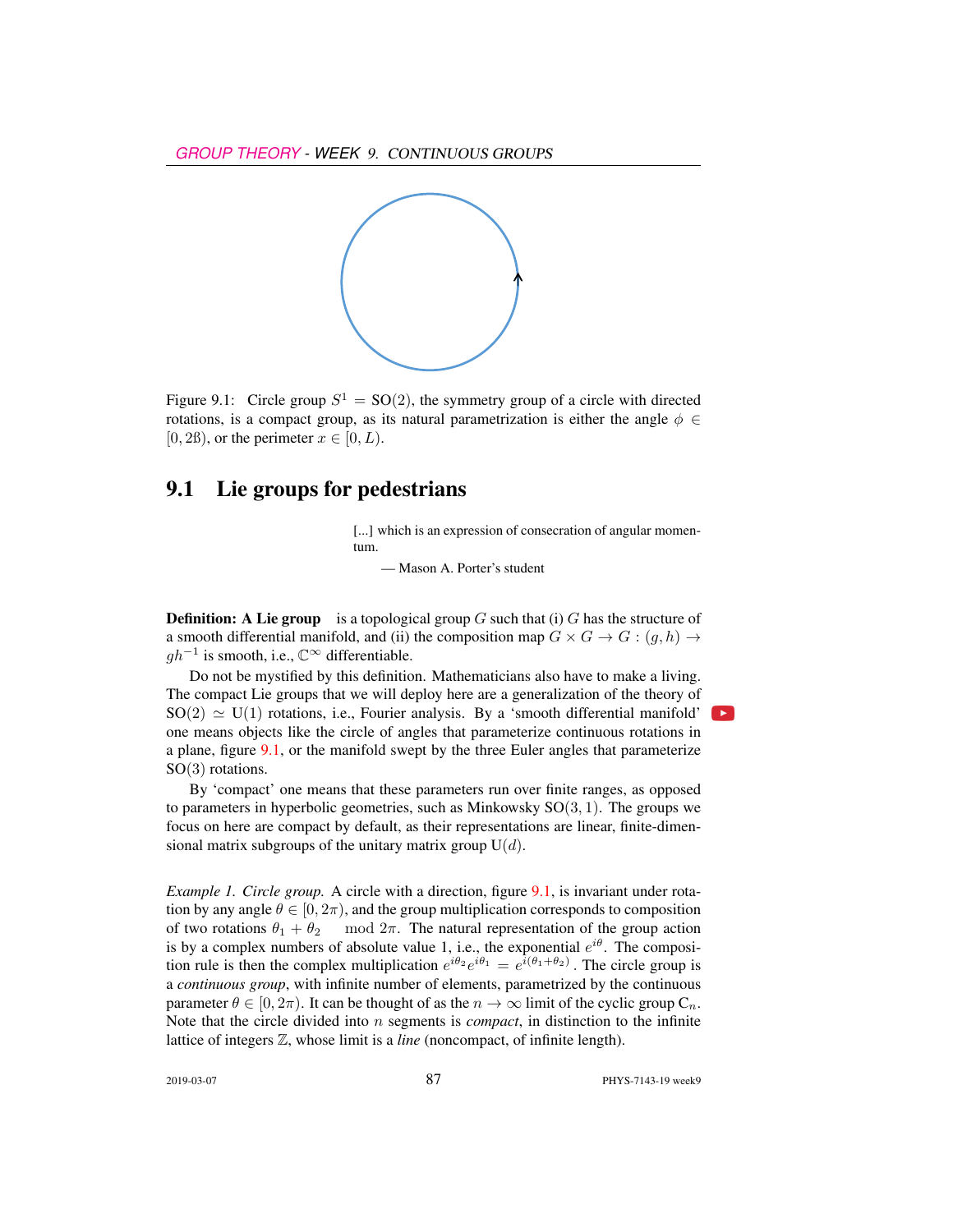Figure 9.1: Circle group $S^1 = \mathrm{SO}(2)$, the symmetry group of a circle with directed rotations, is a compact group, as its natural parametrization is either the angle $\phi \in [0, 2ß)$, or the perimeter $x \in [0, L)$.

## 9.1 Lie groups for pedestrians

> [...] which is an expression of consecration of angular momentum.
>
> — Mason A. Porter's student

**Definition: A Lie group** is a topological group $G$ such that (i) $G$ has the structure of a smooth differential manifold, and (ii) the composition map $G \times G \to G : (g, h) \to gh^{-1}$ is smooth, i.e., $\mathbb{C}^\infty$ differentiable.

Do not be mystified by this definition. Mathematicians also have to make a living. The compact Lie groups that we will deploy here are a generalization of the theory of $\mathrm{SO}(2) \simeq \mathrm{U}(1)$ rotations, i.e., Fourier analysis. By a 'smooth differential manifold' one means objects like the circle of angles that parameterize continuous rotations in a plane, figure 9.1, or the manifold swept by the three Euler angles that parameterize $\mathrm{SO}(3)$ rotations.

By 'compact' one means that these parameters run over finite ranges, as opposed to parameters in hyperbolic geometries, such as Minkowsky $\mathrm{SO}(3, 1)$. The groups we focus on here are compact by default, as their representations are linear, finite-dimensional matrix subgroups of the unitary matrix group $\mathrm{U}(d)$.

*Example 1. Circle group.* A circle with a direction, figure 9.1, is invariant under rotation by any angle $\theta \in [0, 2\pi)$, and the group multiplication corresponds to composition of two rotations $\theta_1 + \theta_2 \mod 2\pi$. The natural representation of the group action is by a complex numbers of absolute value 1, i.e., the exponential $e^{i\theta}$. The composition rule is then the complex multiplication $e^{i\theta_2} e^{i\theta_1} = e^{i(\theta_1 + \theta_2)}$. The circle group is a *continuous group*, with infinite number of elements, parametrized by the continuous parameter $\theta \in [0, 2\pi)$. It can be thought of as the $n \to \infty$ limit of the cyclic group $\mathrm{C}_n$. Note that the circle divided into $n$ segments is *compact*, in distinction to the infinite lattice of integers $\mathbb{Z}$, whose limit is a *line* (noncompact, of infinite length).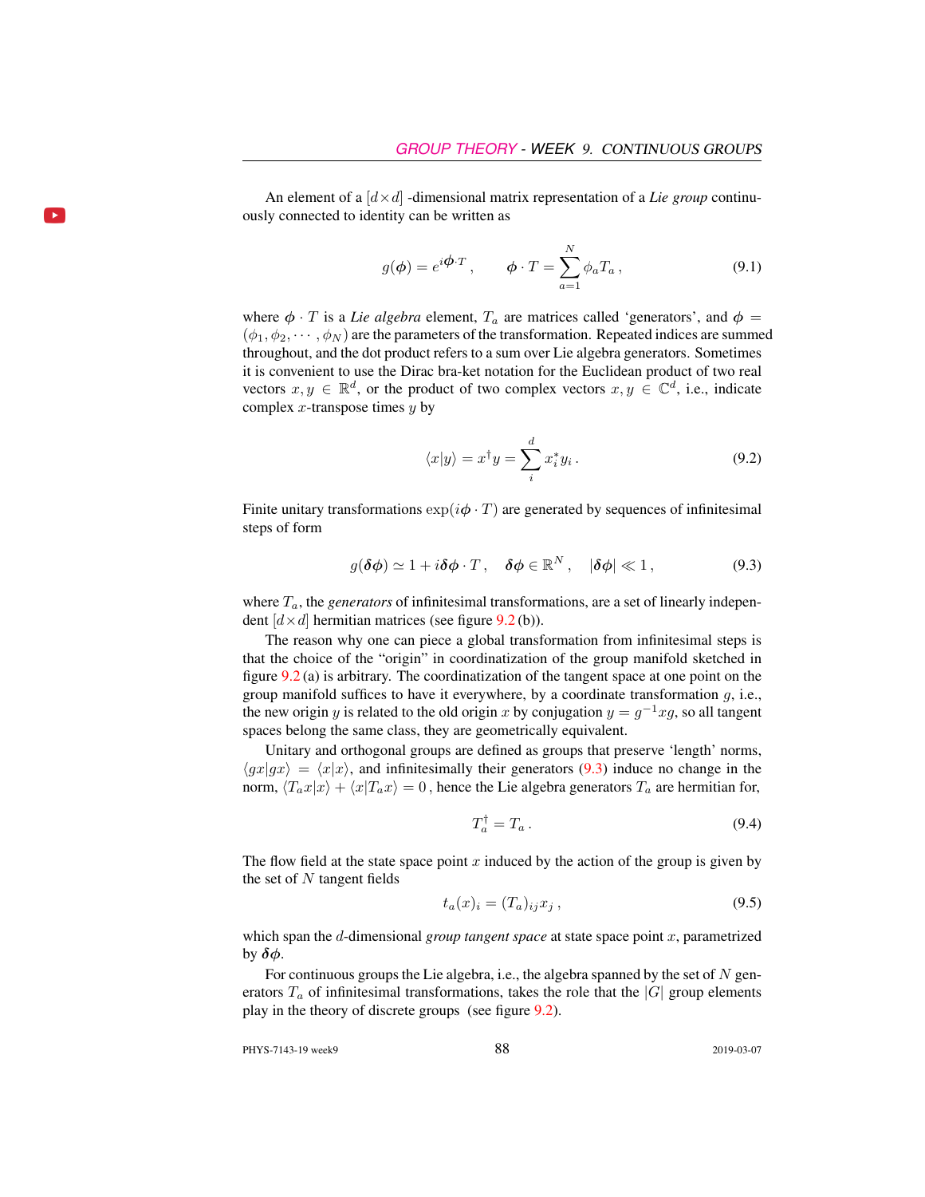An element of a $[d \times d]$ -dimensional matrix representation of a *Lie group* continuously connected to identity can be written as

$$g(\boldsymbol{\phi}) = e^{i\boldsymbol{\phi} \cdot T}, \qquad \boldsymbol{\phi} \cdot T = \sum_{a=1}^{N} \phi_a T_a , \tag{9.1}$$

where $\boldsymbol{\phi} \cdot T$ is a *Lie algebra* element, $T_a$ are matrices called 'generators', and $\boldsymbol{\phi} = (\phi_1, \phi_2, \cdots, \phi_N)$ are the parameters of the transformation. Repeated indices are summed throughout, and the dot product refers to a sum over Lie algebra generators. Sometimes it is convenient to use the Dirac bra-ket notation for the Euclidean product of two real vectors $x, y \in \mathbb{R}^d$, or the product of two complex vectors $x, y \in \mathbb{C}^d$, i.e., indicate complex $x$-transpose times $y$ by

$$\langle x|y \rangle = x^\dagger y = \sum_{i}^{d} x_i^* y_i . \tag{9.2}$$

Finite unitary transformations $\exp(i\boldsymbol{\phi} \cdot T)$ are generated by sequences of infinitesimal steps of form

$$g(\boldsymbol{\delta\phi}) \simeq 1 + i\boldsymbol{\delta\phi} \cdot T , \quad \boldsymbol{\delta\phi} \in \mathbb{R}^N , \quad |\boldsymbol{\delta\phi}| \ll 1 , \tag{9.3}$$

where $T_a$, the *generators* of infinitesimal transformations, are a set of linearly independent $[d \times d]$ hermitian matrices (see figure 9.2 (b)).

The reason why one can piece a global transformation from infinitesimal steps is that the choice of the "origin" in coordinatization of the group manifold sketched in figure 9.2 (a) is arbitrary. The coordinatization of the tangent space at one point on the group manifold suffices to have it everywhere, by a coordinate transformation $g$, i.e., the new origin $y$ is related to the old origin $x$ by conjugation $y = g^{-1}xg$, so all tangent spaces belong the same class, they are geometrically equivalent.

Unitary and orthogonal groups are defined as groups that preserve 'length' norms, $\langle gx|gx \rangle = \langle x|x \rangle$, and infinitesimally their generators (9.3) induce no change in the norm, $\langle T_a x|x \rangle + \langle x|T_a x \rangle = 0$ , hence the Lie algebra generators $T_a$ are hermitian for,

$$T_a^\dagger = T_a . \tag{9.4}$$

The flow field at the state space point $x$ induced by the action of the group is given by the set of $N$ tangent fields

$$t_a(x)_i = (T_a)_{ij} x_j , \tag{9.5}$$

which span the $d$-dimensional *group tangent space* at state space point $x$, parametrized by $\boldsymbol{\delta\phi}$.

For continuous groups the Lie algebra, i.e., the algebra spanned by the set of $N$ generators $T_a$ of infinitesimal transformations, takes the role that the $|G|$ group elements play in the theory of discrete groups (see figure 9.2).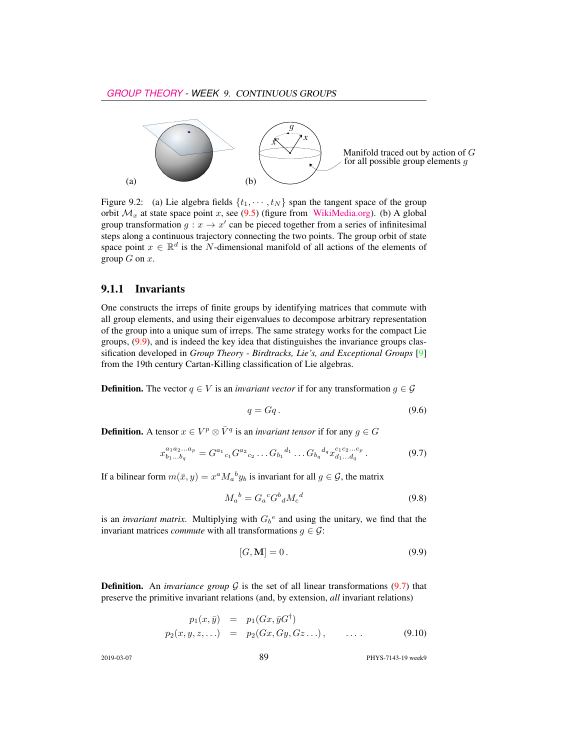Manifold traced out by action of $G$ for all possible group elements $g$

(a) (b)

Figure 9.2: (a) Lie algebra fields $\{t_1, \cdots, t_N\}$ span the tangent space of the group orbit $\mathcal{M}_x$ at state space point $x$, see (9.5) (figure from WikiMedia.org). (b) A global group transformation $g : x \to x'$ can be pieced together from a series of infinitesimal steps along a continuous trajectory connecting the two points. The group orbit of state space point $x \in \mathbb{R}^d$ is the $N$-dimensional manifold of all actions of the elements of group $G$ on $x$.

### 9.1.1 Invariants

One constructs the irreps of finite groups by identifying matrices that commute with all group elements, and using their eigenvalues to decompose arbitrary representation of the group into a unique sum of irreps. The same strategy works for the compact Lie groups, (9.9), and is indeed the key idea that distinguishes the invariance groups classification developed in *Group Theory - Birdtracks, Lie's, and Exceptional Groups* [9] from the 19th century Cartan-Killing classification of Lie algebras.

**Definition.** The vector $q \in V$ is an *invariant vector* if for any transformation $g \in \mathcal{G}$

$$q = Gq\,. \tag{9.6}$$

**Definition.** A tensor $x \in V^p \otimes \bar{V}^q$ is an *invariant tensor* if for any $g \in G$

$$x^{a_1 a_2 \ldots a_p}_{b_1 \ldots b_q} = G^{a_1}{}_{c_1} G^{a_2}{}_{c_2} \ldots G_{b_1}{}^{d_1} \ldots G_{b_q}{}^{d_q} x^{c_1 c_2 \ldots c_p}_{d_1 \ldots d_q}\,. \tag{9.7}$$

If a bilinear form $m(\bar{x}, y) = x^a M_a{}^b y_b$ is invariant for all $g \in \mathcal{G}$, the matrix

$$M_a{}^b = G_a{}^c G^b{}_d M_c{}^d \tag{9.8}$$

is an *invariant matrix*. Multiplying with $G_b{}^e$ and using the unitary, we find that the invariant matrices *commute* with all transformations $g \in \mathcal{G}$:

$$[G, \mathbf{M}] = 0\,. \tag{9.9}$$

**Definition.** An *invariance group* $\mathcal{G}$ is the set of all linear transformations (9.7) that preserve the primitive invariant relations (and, by extension, *all* invariant relations)

$$\begin{aligned} p_1(x, \bar{y}) &= p_1(Gx, \bar{y}G^\dagger) \\ p_2(x, y, z, \ldots) &= p_2(Gx, Gy, Gz \ldots)\,, \qquad \ldots\,. \end{aligned} \tag{9.10}$$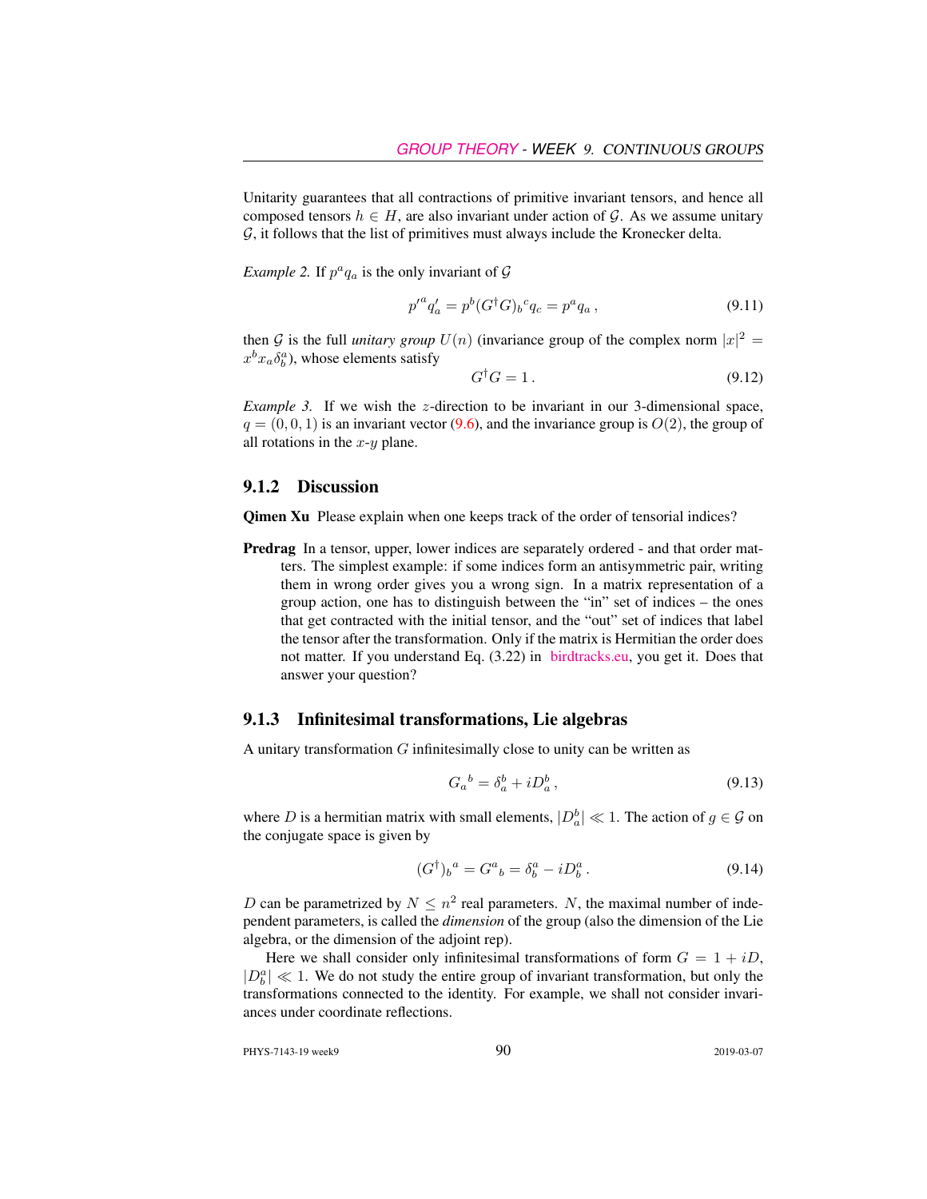Unitarity guarantees that all contractions of primitive invariant tensors, and hence all composed tensors $h \in H$, are also invariant under action of $\mathcal{G}$. As we assume unitary $\mathcal{G}$, it follows that the list of primitives must always include the Kronecker delta.

*Example 2.* If $p^a q_a$ is the only invariant of $\mathcal{G}$

$$p'^a q'_a = p^b (G^\dagger G)_b{}^c q_c = p^a q_a \,, \tag{9.11}$$

then $\mathcal{G}$ is the full *unitary group* $U(n)$ (invariance group of the complex norm $|x|^2 = x^b x_a \delta^a_b$), whose elements satisfy

$$G^\dagger G = 1 \,. \tag{9.12}$$

*Example 3.* If we wish the $z$-direction to be invariant in our 3-dimensional space, $q = (0, 0, 1)$ is an invariant vector (9.6), and the invariance group is $O(2)$, the group of all rotations in the $x$-$y$ plane.

### 9.1.2 Discussion

**Qimen Xu** Please explain when one keeps track of the order of tensorial indices?

**Predrag** In a tensor, upper, lower indices are separately ordered - and that order matters. The simplest example: if some indices form an antisymmetric pair, writing them in wrong order gives you a wrong sign. In a matrix representation of a group action, one has to distinguish between the "in" set of indices – the ones that get contracted with the initial tensor, and the "out" set of indices that label the tensor after the transformation. Only if the matrix is Hermitian the order does not matter. If you understand Eq. (3.22) in birdtracks.eu, you get it. Does that answer your question?

### 9.1.3 Infinitesimal transformations, Lie algebras

A unitary transformation $G$ infinitesimally close to unity can be written as

$$G_a{}^b = \delta^b_a + i D^b_a \,, \tag{9.13}$$

where $D$ is a hermitian matrix with small elements, $|D^b_a| \ll 1$. The action of $g \in \mathcal{G}$ on the conjugate space is given by

$$(G^\dagger)_b{}^a = G^a{}_b = \delta^a_b - i D^a_b \,. \tag{9.14}$$

$D$ can be parametrized by $N \le n^2$ real parameters. $N$, the maximal number of independent parameters, is called the *dimension* of the group (also the dimension of the Lie algebra, or the dimension of the adjoint rep).

Here we shall consider only infinitesimal transformations of form $G = 1 + iD$, $|D^a_b| \ll 1$. We do not study the entire group of invariant transformation, but only the transformations connected to the identity. For example, we shall not consider invariances under coordinate reflections.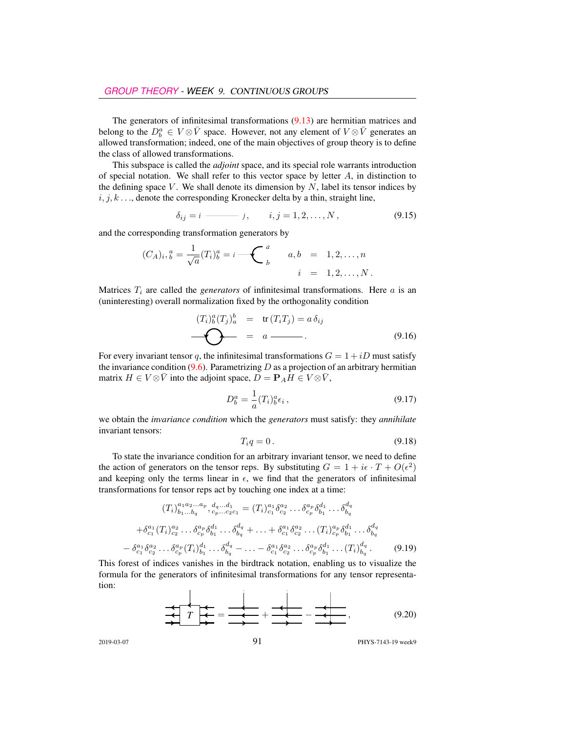The generators of infinitesimal transformations (9.13) are hermitian matrices and belong to the $D^a_b \in V \otimes \bar{V}$ space. However, not any element of $V \otimes \bar{V}$ generates an allowed transformation; indeed, one of the main objectives of group theory is to define the class of allowed transformations.

This subspace is called the *adjoint* space, and its special role warrants introduction of special notation. We shall refer to this vector space by letter $A$, in distinction to the defining space $V$. We shall denote its dimension by $N$, label its tensor indices by $i, j, k \ldots$, denote the corresponding Kronecker delta by a thin, straight line,

$$\delta_{ij} = i \;\text{———}\; j\,, \qquad i, j = 1, 2, \ldots, N\,, \tag{9.15}$$

and the corresponding transformation generators by

$$(C_A)_{i,}{}^a_b = \frac{1}{\sqrt{a}}(T_i)^a_b = i \text{—}\!\!\left(\begin{smallmatrix} a \\ b \end{smallmatrix}\right. \qquad \begin{aligned} a, b &= 1, 2, \ldots, n \\ i &= 1, 2, \ldots, N\,. \end{aligned}$$

Matrices $T_i$ are called the *generators* of infinitesimal transformations. Here $a$ is an (uninteresting) overall normalization fixed by the orthogonality condition

$$\begin{aligned} (T_i)^a_b (T_j)^b_a &= \text{tr}\,(T_i T_j) = a\,\delta_{ij} \\ \text{—}\!\bigcirc\!\text{—} &= a \;\text{———}\,. \end{aligned} \tag{9.16}$$

For every invariant tensor $q$, the infinitesimal transformations $G = 1 + iD$ must satisfy the invariance condition (9.6). Parametrizing $D$ as a projection of an arbitrary hermitian matrix $H \in V \otimes \bar{V}$ into the adjoint space, $D = \mathbf{P}_A H \in V \otimes \bar{V}$,

$$D^a_b = \frac{1}{a}(T_i)^a_b \epsilon_i\,, \tag{9.17}$$

we obtain the *invariance condition* which the *generators* must satisfy: they *annihilate* invariant tensors:

$$T_i q = 0\,. \tag{9.18}$$

To state the invariance condition for an arbitrary invariant tensor, we need to define the action of generators on the tensor reps. By substituting $G = 1 + i\epsilon \cdot T + O(\epsilon^2)$ and keeping only the terms linear in $\epsilon$, we find that the generators of infinitesimal transformations for tensor reps act by touching one index at a time:

$$\begin{aligned} (T_i)^{a_1 a_2 \ldots a_p}_{b_1 \ldots b_q},{}^{d_q \ldots d_1}_{c_p \ldots c_2 c_1} &= (T_i)^{a_1}_{c_1} \delta^{a_2}_{c_2} \ldots \delta^{a_p}_{c_p} \delta^{d_1}_{b_1} \ldots \delta^{d_q}_{b_q} \\ &+ \delta^{a_1}_{c_1} (T_i)^{a_2}_{c_2} \ldots \delta^{a_p}_{c_p} \delta^{d_1}_{b_1} \ldots \delta^{d_q}_{b_q} + \ldots + \delta^{a_1}_{c_1} \delta^{a_2}_{c_2} \ldots (T_i)^{a_p}_{c_p} \delta^{d_1}_{b_1} \ldots \delta^{d_q}_{b_q} \\ &- \delta^{a_1}_{c_1} \delta^{a_2}_{c_2} \ldots \delta^{a_p}_{c_p} (T_i)^{d_1}_{b_1} \ldots \delta^{d_q}_{b_q} - \ldots - \delta^{a_1}_{c_1} \delta^{a_2}_{c_2} \ldots \delta^{a_p}_{c_p} \delta^{d_1}_{b_1} \ldots (T_i)^{d_q}_{b_q}\,. \end{aligned} \tag{9.19}$$

This forest of indices vanishes in the birdtrack notation, enabling us to visualize the formula for the generators of infinitesimal transformations for any tensor representation:

$$[T] = \text{(generator on 1st line)} + \text{(generator on 2nd line)} - \text{(generator on 3rd line)}\,, \tag{9.20}$$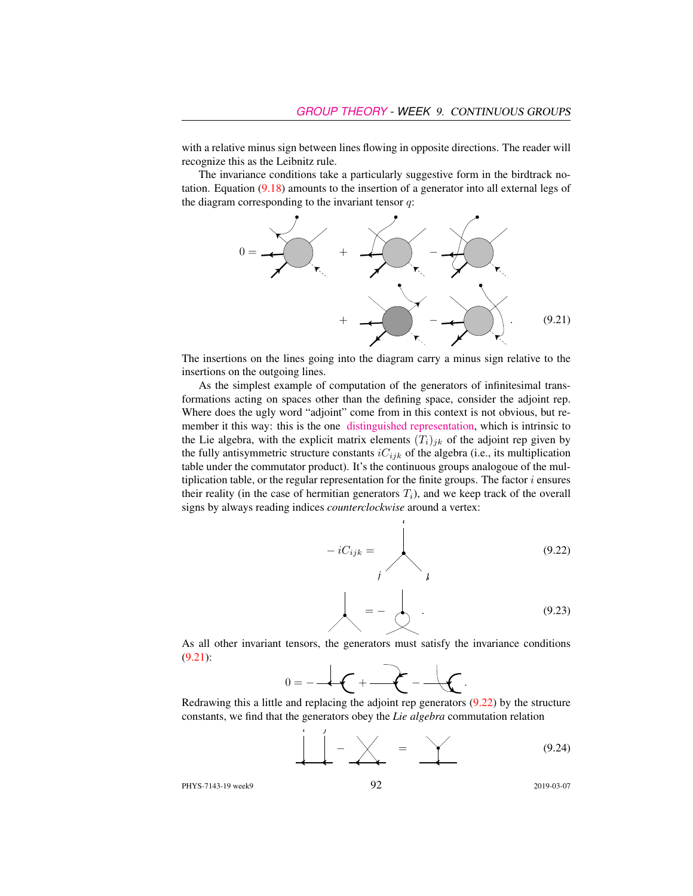with a relative minus sign between lines flowing in opposite directions. The reader will recognize this as the Leibnitz rule.

The invariance conditions take a particularly suggestive form in the birdtrack notation. Equation (9.18) amounts to the insertion of a generator into all external legs of the diagram corresponding to the invariant tensor $q$:

$$0 = \quad + \quad - \quad + \quad - \quad . \tag{9.21}$$

The insertions on the lines going into the diagram carry a minus sign relative to the insertions on the outgoing lines.

As the simplest example of computation of the generators of infinitesimal transformations acting on spaces other than the defining space, consider the adjoint rep. Where does the ugly word "adjoint" come from in this context is not obvious, but remember it this way: this is the one distinguished representation, which is intrinsic to the Lie algebra, with the explicit matrix elements $(T_i)_{jk}$ of the adjoint rep given by the fully antisymmetric structure constants $iC_{ijk}$ of the algebra (i.e., its multiplication table under the commutator product). It's the continuous groups analogoue of the multiplication table, or the regular representation for the finite groups. The factor $i$ ensures their reality (in the case of hermitian generators $T_i$), and we keep track of the overall signs by always reading indices *counterclockwise* around a vertex:

$$-iC_{ijk} = \tag{9.22}$$

$$= - \quad . \tag{9.23}$$

As all other invariant tensors, the generators must satisfy the invariance conditions (9.21):

$$0 = - \quad + \quad - \quad .$$

Redrawing this a little and replacing the adjoint rep generators (9.22) by the structure constants, we find that the generators obey the *Lie algebra* commutation relation

$$- \quad = \tag{9.24}$$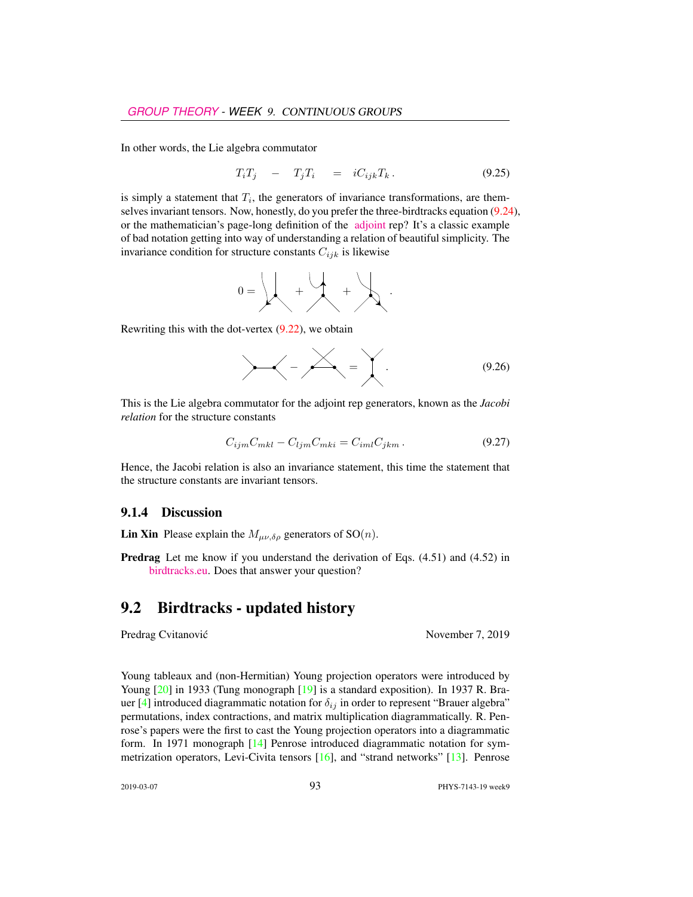In other words, the Lie algebra commutator

$$T_i T_j \quad - \quad T_j T_i \quad = \quad iC_{ijk} T_k \,. \tag{9.25}$$

is simply a statement that $T_i$, the generators of invariance transformations, are themselves invariant tensors. Now, honestly, do you prefer the three-birdtracks equation (9.24), or the mathematician's page-long definition of the adjoint rep? It's a classic example of bad notation getting into way of understanding a relation of beautiful simplicity. The invariance condition for structure constants $C_{ijk}$ is likewise

$$0 = \quad + \quad + \quad .$$

Rewriting this with the dot-vertex (9.22), we obtain

$$- \quad = \quad . \tag{9.26}$$

This is the Lie algebra commutator for the adjoint rep generators, known as the *Jacobi relation* for the structure constants

$$C_{ijm} C_{mkl} - C_{ljm} C_{mki} = C_{iml} C_{jkm} \,. \tag{9.27}$$

Hence, the Jacobi relation is also an invariance statement, this time the statement that the structure constants are invariant tensors.

### 9.1.4 Discussion

**Lin Xin** Please explain the $M_{\mu\nu,\delta\rho}$ generators of SO$(n)$.

**Predrag** Let me know if you understand the derivation of Eqs. (4.51) and (4.52) in birdtracks.eu. Does that answer your question?

## 9.2 Birdtracks - updated history

Predrag Cvitanović — November 7, 2019

Young tableaux and (non-Hermitian) Young projection operators were introduced by Young [20] in 1933 (Tung monograph [19] is a standard exposition). In 1937 R. Brauer [4] introduced diagrammatic notation for $\delta_{ij}$ in order to represent "Brauer algebra" permutations, index contractions, and matrix multiplication diagrammatically. R. Penrose's papers were the first to cast the Young projection operators into a diagrammatic form. In 1971 monograph [14] Penrose introduced diagrammatic notation for symmetrization operators, Levi-Civita tensors [16], and "strand networks" [13]. Penrose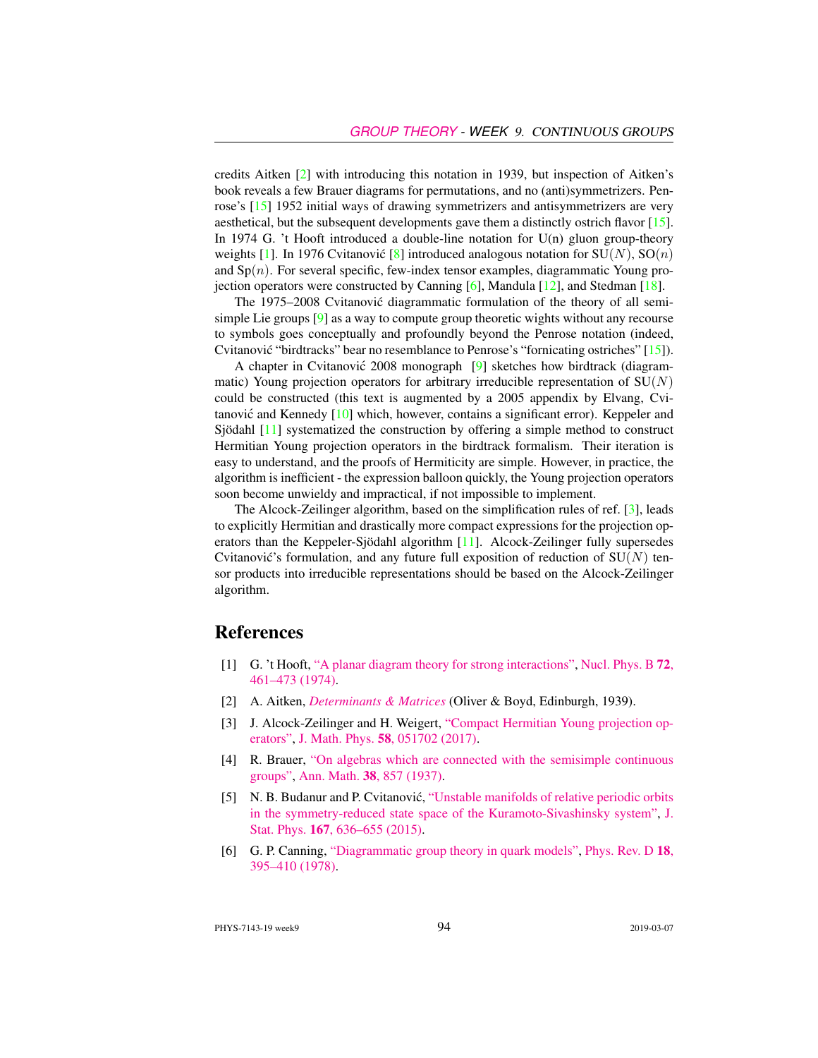credits Aitken [2] with introducing this notation in 1939, but inspection of Aitken's book reveals a few Brauer diagrams for permutations, and no (anti)symmetrizers. Penrose's [15] 1952 initial ways of drawing symmetrizers and antisymmetrizers are very aesthetical, but the subsequent developments gave them a distinctly ostrich flavor [15]. In 1974 G. 't Hooft introduced a double-line notation for U(n) gluon group-theory weights [1]. In 1976 Cvitanović [8] introduced analogous notation for $\mathrm{SU}(N)$, $\mathrm{SO}(n)$ and $\mathrm{Sp}(n)$. For several specific, few-index tensor examples, diagrammatic Young projection operators were constructed by Canning [6], Mandula [12], and Stedman [18].

The 1975–2008 Cvitanović diagrammatic formulation of the theory of all semisimple Lie groups [9] as a way to compute group theoretic wights without any recourse to symbols goes conceptually and profoundly beyond the Penrose notation (indeed, Cvitanović "birdtracks" bear no resemblance to Penrose's "fornicating ostriches" [15]).

A chapter in Cvitanović 2008 monograph [9] sketches how birdtrack (diagrammatic) Young projection operators for arbitrary irreducible representation of $\mathrm{SU}(N)$ could be constructed (this text is augmented by a 2005 appendix by Elvang, Cvitanović and Kennedy [10] which, however, contains a significant error). Keppeler and Sjödahl [11] systematized the construction by offering a simple method to construct Hermitian Young projection operators in the birdtrack formalism. Their iteration is easy to understand, and the proofs of Hermiticity are simple. However, in practice, the algorithm is inefficient - the expression balloon quickly, the Young projection operators soon become unwieldy and impractical, if not impossible to implement.

The Alcock-Zeilinger algorithm, based on the simplification rules of ref. [3], leads to explicitly Hermitian and drastically more compact expressions for the projection operators than the Keppeler-Sjödahl algorithm [11]. Alcock-Zeilinger fully supersedes Cvitanović's formulation, and any future full exposition of reduction of $\mathrm{SU}(N)$ tensor products into irreducible representations should be based on the Alcock-Zeilinger algorithm.

# References

[1] G. 't Hooft, "A planar diagram theory for strong interactions", Nucl. Phys. B **72**, 461–473 (1974).

[2] A. Aitken, *Determinants & Matrices* (Oliver & Boyd, Edinburgh, 1939).

[3] J. Alcock-Zeilinger and H. Weigert, "Compact Hermitian Young projection operators", J. Math. Phys. **58**, 051702 (2017).

[4] R. Brauer, "On algebras which are connected with the semisimple continuous groups", Ann. Math. **38**, 857 (1937).

[5] N. B. Budanur and P. Cvitanović, "Unstable manifolds of relative periodic orbits in the symmetry-reduced state space of the Kuramoto-Sivashinsky system", J. Stat. Phys. **167**, 636–655 (2015).

[6] G. P. Canning, "Diagrammatic group theory in quark models", Phys. Rev. D **18**, 395–410 (1978).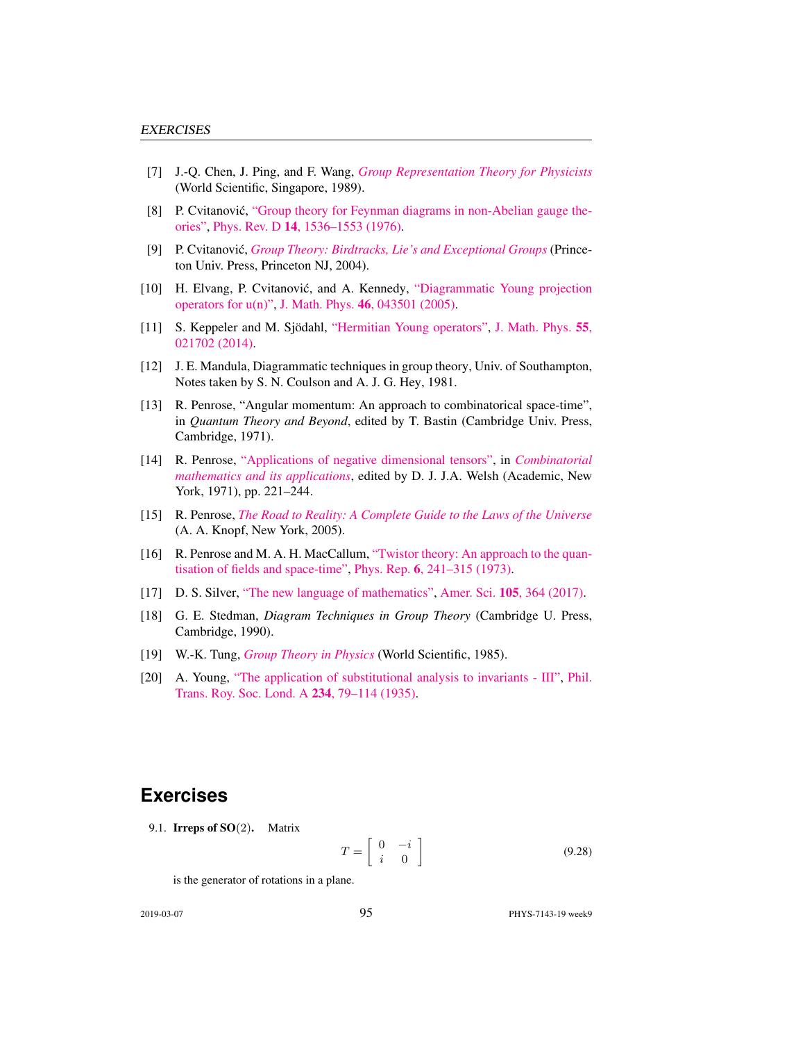[7] J.-Q. Chen, J. Ping, and F. Wang, *Group Representation Theory for Physicists* (World Scientific, Singapore, 1989).

[8] P. Cvitanović, "Group theory for Feynman diagrams in non-Abelian gauge theories", Phys. Rev. D **14**, 1536–1553 (1976).

[9] P. Cvitanović, *Group Theory: Birdtracks, Lie's and Exceptional Groups* (Princeton Univ. Press, Princeton NJ, 2004).

[10] H. Elvang, P. Cvitanović, and A. Kennedy, "Diagrammatic Young projection operators for u(n)", J. Math. Phys. **46**, 043501 (2005).

[11] S. Keppeler and M. Sjödahl, "Hermitian Young operators", J. Math. Phys. **55**, 021702 (2014).

[12] J. E. Mandula, Diagrammatic techniques in group theory, Univ. of Southampton, Notes taken by S. N. Coulson and A. J. G. Hey, 1981.

[13] R. Penrose, "Angular momentum: An approach to combinatorical space-time", in *Quantum Theory and Beyond*, edited by T. Bastin (Cambridge Univ. Press, Cambridge, 1971).

[14] R. Penrose, "Applications of negative dimensional tensors", in *Combinatorial mathematics and its applications*, edited by D. J. J.A. Welsh (Academic, New York, 1971), pp. 221–244.

[15] R. Penrose, *The Road to Reality: A Complete Guide to the Laws of the Universe* (A. A. Knopf, New York, 2005).

[16] R. Penrose and M. A. H. MacCallum, "Twistor theory: An approach to the quantisation of fields and space-time", Phys. Rep. **6**, 241–315 (1973).

[17] D. S. Silver, "The new language of mathematics", Amer. Sci. **105**, 364 (2017).

[18] G. E. Stedman, *Diagram Techniques in Group Theory* (Cambridge U. Press, Cambridge, 1990).

[19] W.-K. Tung, *Group Theory in Physics* (World Scientific, 1985).

[20] A. Young, "The application of substitutional analysis to invariants - III", Phil. Trans. Roy. Soc. Lond. A **234**, 79–114 (1935).

## Exercises

9.1. **Irreps of SO(2).** Matrix

$$T = \begin{bmatrix} 0 & -i \\ i & 0 \end{bmatrix} \tag{9.28}$$

is the generator of rotations in a plane.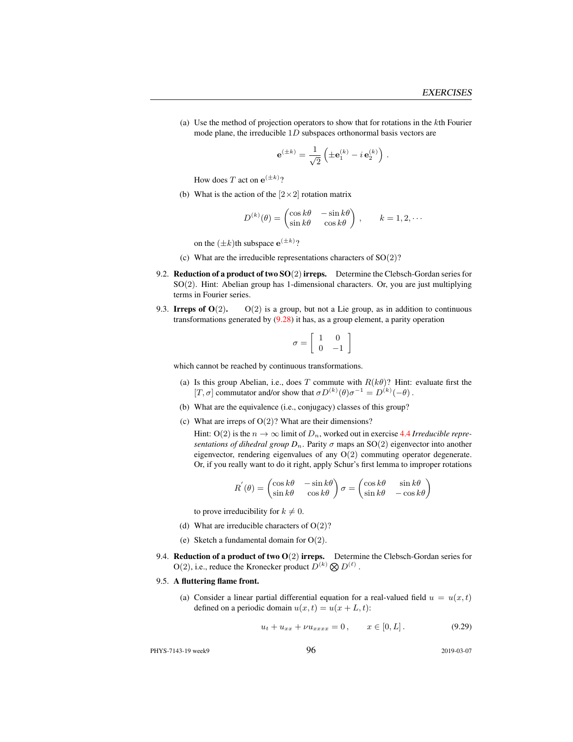(a) Use the method of projection operators to show that for rotations in the $k$th Fourier mode plane, the irreducible $1D$ subspaces orthonormal basis vectors are

$$\mathbf{e}^{(\pm k)} = \frac{1}{\sqrt{2}} \left( \pm \mathbf{e}_1^{(k)} - i\, \mathbf{e}_2^{(k)} \right) .$$

How does $T$ act on $\mathbf{e}^{(\pm k)}$?

(b) What is the action of the $[2 \times 2]$ rotation matrix

$$D^{(k)}(\theta) = \begin{pmatrix} \cos k\theta & -\sin k\theta \\ \sin k\theta & \cos k\theta \end{pmatrix} , \qquad k = 1, 2, \cdots$$

on the $(\pm k)$th subspace $\mathbf{e}^{(\pm k)}$?

(c) What are the irreducible representations characters of SO(2)?

9.2. **Reduction of a product of two SO(2) irreps.** Determine the Clebsch-Gordan series for SO(2). Hint: Abelian group has 1-dimensional characters. Or, you are just multiplying terms in Fourier series.

9.3. **Irreps of O(2).** O(2) is a group, but not a Lie group, as in addition to continuous transformations generated by (9.28) it has, as a group element, a parity operation

$$\sigma = \left[ \begin{array}{cc} 1 & 0 \\ 0 & -1 \end{array} \right]$$

which cannot be reached by continuous transformations.

(a) Is this group Abelian, i.e., does $T$ commute with $R(k\theta)$? Hint: evaluate first the $[T, \sigma]$ commutator and/or show that $\sigma D^{(k)}(\theta)\sigma^{-1} = D^{(k)}(-\theta)$ .

(b) What are the equivalence (i.e., conjugacy) classes of this group?

(c) What are irreps of O(2)? What are their dimensions?

Hint: O(2) is the $n \to \infty$ limit of $D_n$, worked out in exercise 4.4 *Irreducible representations of dihedral group $D_n$*. Parity $\sigma$ maps an SO(2) eigenvector into another eigenvector, rendering eigenvalues of any O(2) commuting operator degenerate. Or, if you really want to do it right, apply Schur's first lemma to improper rotations

$$R^{'}(\theta) = \begin{pmatrix} \cos k\theta & -\sin k\theta \\ \sin k\theta & \cos k\theta \end{pmatrix} \sigma = \begin{pmatrix} \cos k\theta & \sin k\theta \\ \sin k\theta & -\cos k\theta \end{pmatrix}$$

to prove irreducibility for $k \neq 0$.

(d) What are irreducible characters of O(2)?

(e) Sketch a fundamental domain for O(2).

9.4. **Reduction of a product of two O(2) irreps.** Determine the Clebsch-Gordan series for O(2), i.e., reduce the Kronecker product $D^{(k)} \bigotimes D^{(\ell)}$ .

9.5. **A fluttering flame front.**

(a) Consider a linear partial differential equation for a real-valued field $u = u(x, t)$ defined on a periodic domain $u(x, t) = u(x + L, t)$:

$$u_t + u_{xx} + \nu u_{xxxx} = 0 , \qquad x \in [0, L] . \tag{9.29}$$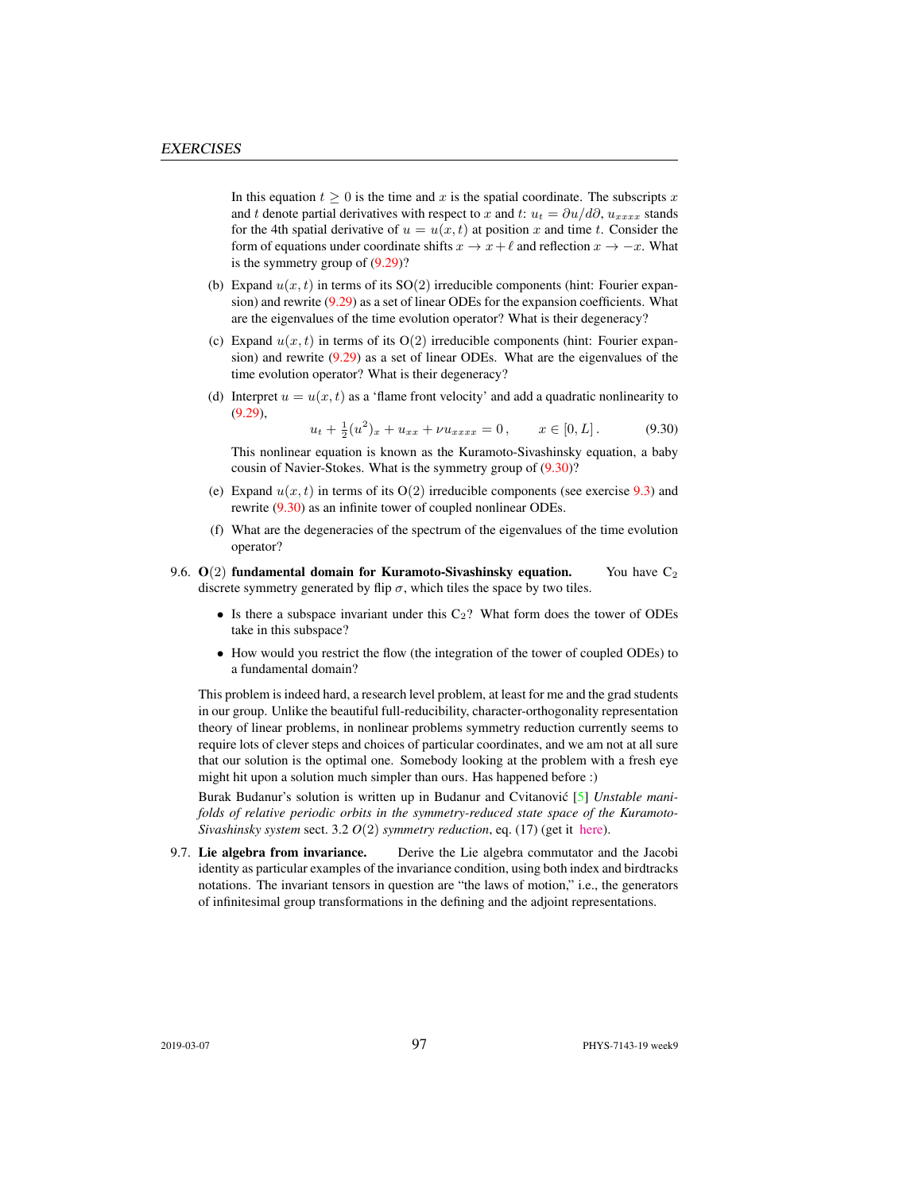In this equation $t \geq 0$ is the time and $x$ is the spatial coordinate. The subscripts $x$ and $t$ denote partial derivatives with respect to $x$ and $t$: $u_t = \partial u / d\partial$, $u_{xxxx}$ stands for the 4th spatial derivative of $u = u(x,t)$ at position $x$ and time $t$. Consider the form of equations under coordinate shifts $x \to x + \ell$ and reflection $x \to -x$. What is the symmetry group of (9.29)?

(b) Expand $u(x,t)$ in terms of its $\mathrm{SO}(2)$ irreducible components (hint: Fourier expansion) and rewrite (9.29) as a set of linear ODEs for the expansion coefficients. What are the eigenvalues of the time evolution operator? What is their degeneracy?

(c) Expand $u(x,t)$ in terms of its $\mathrm{O}(2)$ irreducible components (hint: Fourier expansion) and rewrite (9.29) as a set of linear ODEs. What are the eigenvalues of the time evolution operator? What is their degeneracy?

(d) Interpret $u = u(x,t)$ as a 'flame front velocity' and add a quadratic nonlinearity to (9.29),

$$u_t + \tfrac{1}{2}(u^2)_x + u_{xx} + \nu u_{xxxx} = 0\,, \qquad x \in [0, L]\,. \tag{9.30}$$

This nonlinear equation is known as the Kuramoto-Sivashinsky equation, a baby cousin of Navier-Stokes. What is the symmetry group of (9.30)?

(e) Expand $u(x,t)$ in terms of its $\mathrm{O}(2)$ irreducible components (see exercise 9.3) and rewrite (9.30) as an infinite tower of coupled nonlinear ODEs.

(f) What are the degeneracies of the spectrum of the eigenvalues of the time evolution operator?

9.6. **$\mathrm{O}(2)$ fundamental domain for Kuramoto-Sivashinsky equation.** You have $\mathrm{C}_2$ discrete symmetry generated by flip $\sigma$, which tiles the space by two tiles.

- Is there a subspace invariant under this $\mathrm{C}_2$? What form does the tower of ODEs take in this subspace?
- How would you restrict the flow (the integration of the tower of coupled ODEs) to a fundamental domain?

This problem is indeed hard, a research level problem, at least for me and the grad students in our group. Unlike the beautiful full-reducibility, character-orthogonality representation theory of linear problems, in nonlinear problems symmetry reduction currently seems to require lots of clever steps and choices of particular coordinates, and we am not at all sure that our solution is the optimal one. Somebody looking at the problem with a fresh eye might hit upon a solution much simpler than ours. Has happened before :)

Burak Budanur's solution is written up in Budanur and Cvitanović [5] *Unstable manifolds of relative periodic orbits in the symmetry-reduced state space of the Kuramoto-Sivashinsky system* sect. 3.2 *$O(2)$ symmetry reduction*, eq. (17) (get it here).

9.7. **Lie algebra from invariance.** Derive the Lie algebra commutator and the Jacobi identity as particular examples of the invariance condition, using both index and birdtracks notations. The invariant tensors in question are "the laws of motion," i.e., the generators of infinitesimal group transformations in the defining and the adjoint representations.